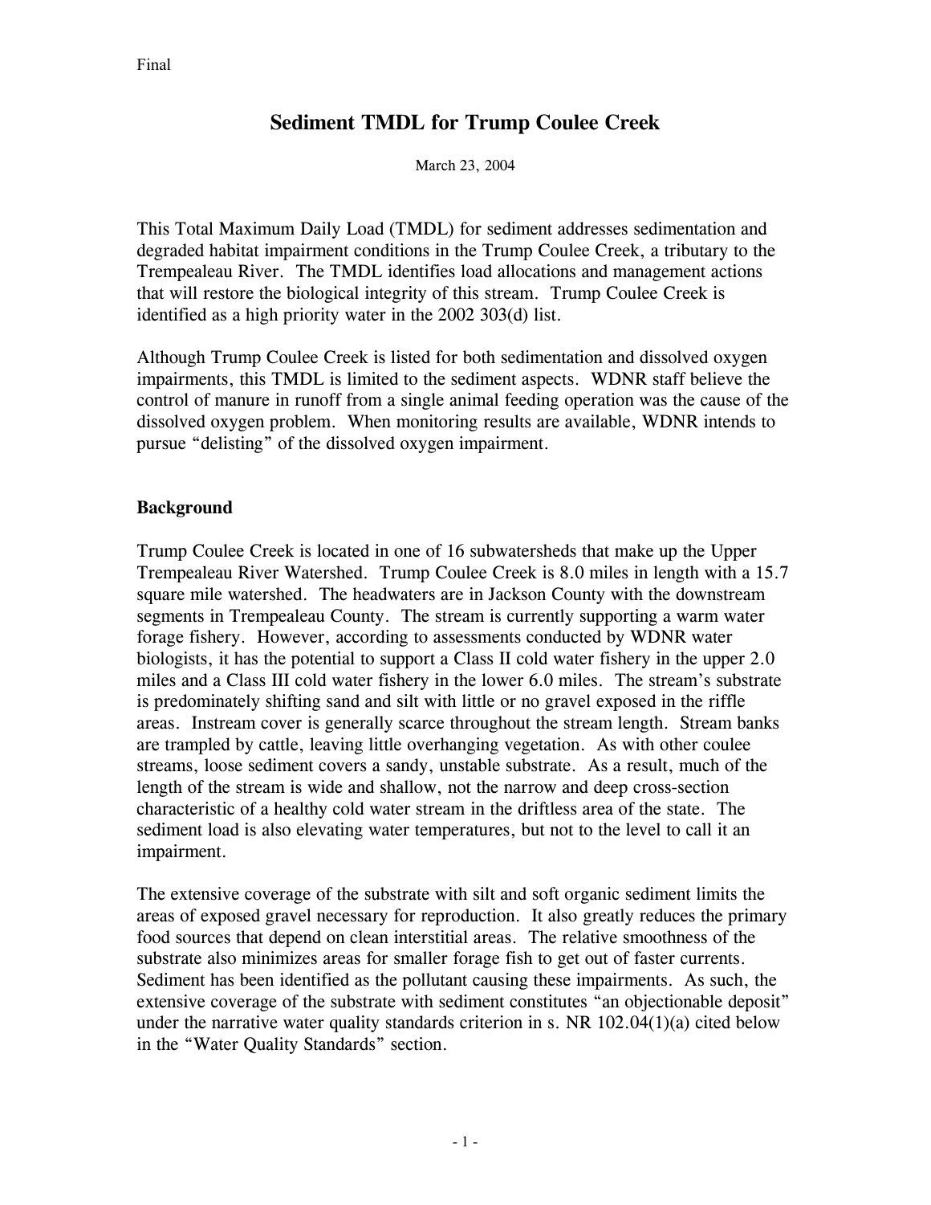Final

# Sediment TMDL for Trump Coulee Creek

March 23, 2004

This Total Maximum Daily Load (TMDL) for sediment addresses sedimentation and degraded habitat impairment conditions in the Trump Coulee Creek, a tributary to the Trempealeau River. The TMDL identifies load allocations and management actions that will restore the biological integrity of this stream. Trump Coulee Creek is identified as a high priority water in the 2002 303(d) list.

Although Trump Coulee Creek is listed for both sedimentation and dissolved oxygen impairments, this TMDL is limited to the sediment aspects. WDNR staff believe the control of manure in runoff from a single animal feeding operation was the cause of the dissolved oxygen problem. When monitoring results are available, WDNR intends to pursue "delisting" of the dissolved oxygen impairment.

## Background

Trump Coulee Creek is located in one of 16 subwatersheds that make up the Upper Trempealeau River Watershed. Trump Coulee Creek is 8.0 miles in length with a 15.7 square mile watershed. The headwaters are in Jackson County with the downstream segments in Trempealeau County. The stream is currently supporting a warm water forage fishery. However, according to assessments conducted by WDNR water biologists, it has the potential to support a Class II cold water fishery in the upper 2.0 miles and a Class III cold water fishery in the lower 6.0 miles. The stream's substrate is predominately shifting sand and silt with little or no gravel exposed in the riffle areas. Instream cover is generally scarce throughout the stream length. Stream banks are trampled by cattle, leaving little overhanging vegetation. As with other coulee streams, loose sediment covers a sandy, unstable substrate. As a result, much of the length of the stream is wide and shallow, not the narrow and deep cross-section characteristic of a healthy cold water stream in the driftless area of the state. The sediment load is also elevating water temperatures, but not to the level to call it an impairment.

The extensive coverage of the substrate with silt and soft organic sediment limits the areas of exposed gravel necessary for reproduction. It also greatly reduces the primary food sources that depend on clean interstitial areas. The relative smoothness of the substrate also minimizes areas for smaller forage fish to get out of faster currents. Sediment has been identified as the pollutant causing these impairments. As such, the extensive coverage of the substrate with sediment constitutes "an objectionable deposit" under the narrative water quality standards criterion in s. NR 102.04(1)(a) cited below in the "Water Quality Standards" section.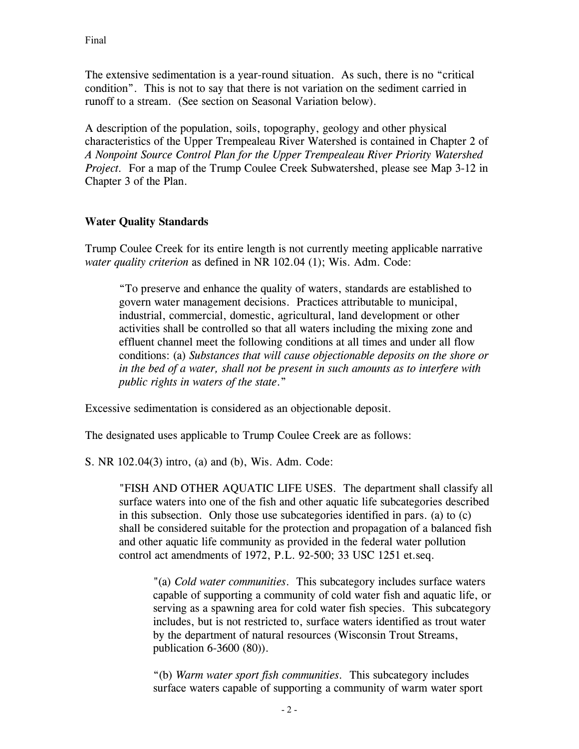The extensive sedimentation is a year-round situation. As such, there is no "critical condition". This is not to say that there is not variation on the sediment carried in runoff to a stream. (See section on Seasonal Variation below).

A description of the population, soils, topography, geology and other physical characteristics of the Upper Trempealeau River Watershed is contained in Chapter 2 of *A Nonpoint Source Control Plan for the Upper Trempealeau River Priority Watershed Project*. For a map of the Trump Coulee Creek Subwatershed, please see Map 3-12 in Chapter 3 of the Plan.

**Water Quality Standards**

Trump Coulee Creek for its entire length is not currently meeting applicable narrative *water quality criterion* as defined in NR 102.04 (1); Wis. Adm. Code:

> "To preserve and enhance the quality of waters, standards are established to govern water management decisions. Practices attributable to municipal, industrial, commercial, domestic, agricultural, land development or other activities shall be controlled so that all waters including the mixing zone and effluent channel meet the following conditions at all times and under all flow conditions: (a) *Substances that will cause objectionable deposits on the shore or in the bed of a water, shall not be present in such amounts as to interfere with public rights in waters of the state*."

Excessive sedimentation is considered as an objectionable deposit.

The designated uses applicable to Trump Coulee Creek are as follows:

S. NR 102.04(3) intro, (a) and (b), Wis. Adm. Code:

> "FISH AND OTHER AQUATIC LIFE USES. The department shall classify all surface waters into one of the fish and other aquatic life subcategories described in this subsection. Only those use subcategories identified in pars. (a) to (c) shall be considered suitable for the protection and propagation of a balanced fish and other aquatic life community as provided in the federal water pollution control act amendments of 1972, P.L. 92-500; 33 USC 1251 et.seq.
>
> > "(a) *Cold water communities*. This subcategory includes surface waters capable of supporting a community of cold water fish and aquatic life, or serving as a spawning area for cold water fish species. This subcategory includes, but is not restricted to, surface waters identified as trout water by the department of natural resources (Wisconsin Trout Streams, publication 6-3600 (80)).
> >
> > "(b) *Warm water sport fish communities*. This subcategory includes surface waters capable of supporting a community of warm water sport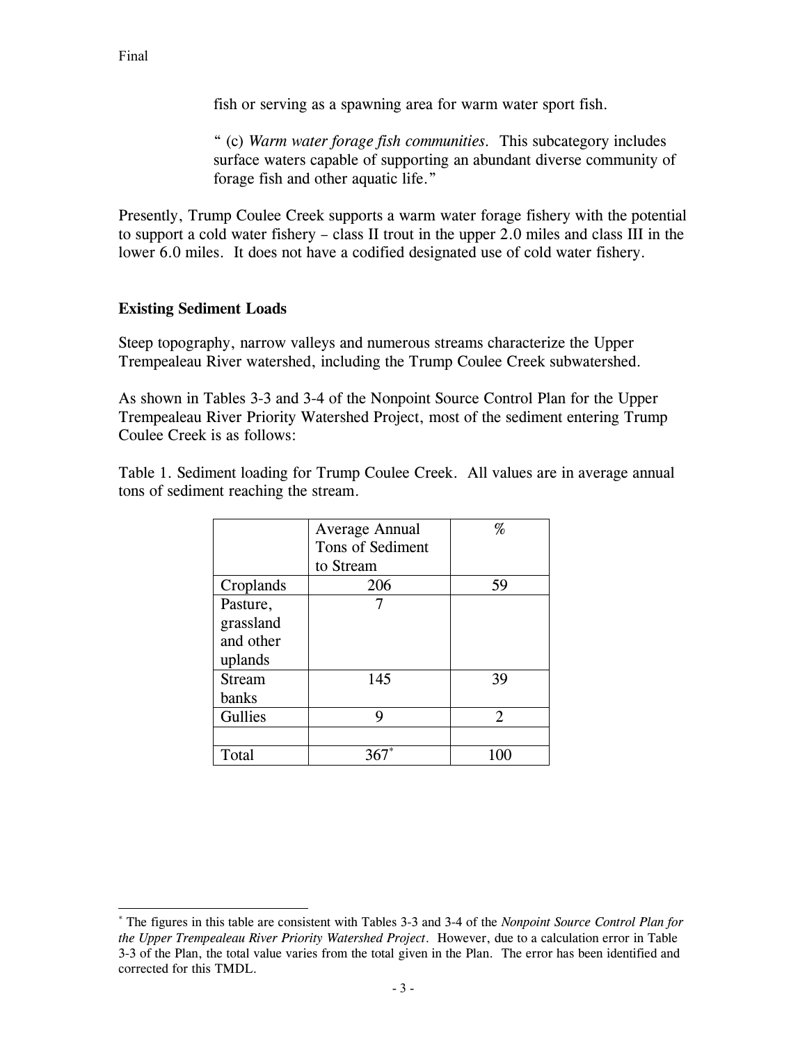fish or serving as a spawning area for warm water sport fish.

> " (c) *Warm water forage fish communities*. This subcategory includes surface waters capable of supporting an abundant diverse community of forage fish and other aquatic life."

Presently, Trump Coulee Creek supports a warm water forage fishery with the potential to support a cold water fishery – class II trout in the upper 2.0 miles and class III in the lower 6.0 miles. It does not have a codified designated use of cold water fishery.

**Existing Sediment Loads**

Steep topography, narrow valleys and numerous streams characterize the Upper Trempealeau River watershed, including the Trump Coulee Creek subwatershed.

As shown in Tables 3-3 and 3-4 of the Nonpoint Source Control Plan for the Upper Trempealeau River Priority Watershed Project, most of the sediment entering Trump Coulee Creek is as follows:

Table 1. Sediment loading for Trump Coulee Creek. All values are in average annual tons of sediment reaching the stream.

| | Average Annual Tons of Sediment to Stream | % |
|---|---|---|
| Croplands | 206 | 59 |
| Pasture, grassland and other uplands | 7 | |
| Stream banks | 145 | 39 |
| Gullies | 9 | 2 |
| | | |
| Total | 367* | 100 |

* The figures in this table are consistent with Tables 3-3 and 3-4 of the *Nonpoint Source Control Plan for the Upper Trempealeau River Priority Watershed Project*. However, due to a calculation error in Table 3-3 of the Plan, the total value varies from the total given in the Plan. The error has been identified and corrected for this TMDL.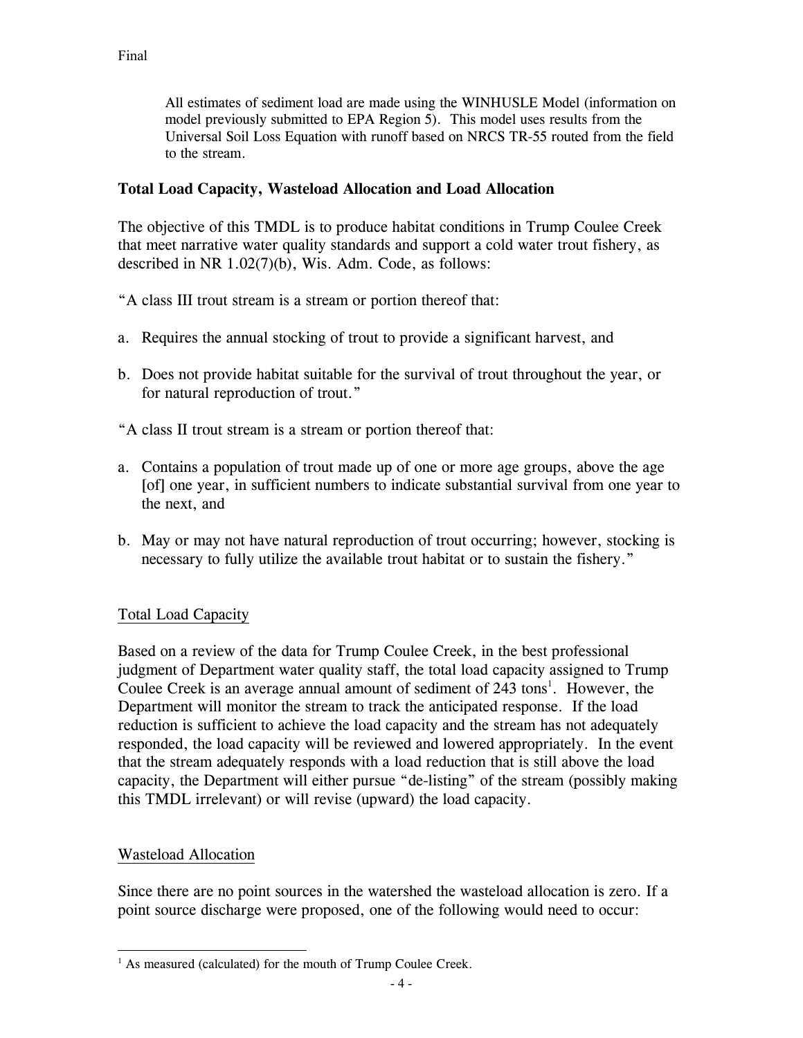All estimates of sediment load are made using the WINHUSLE Model (information on model previously submitted to EPA Region 5). This model uses results from the Universal Soil Loss Equation with runoff based on NRCS TR-55 routed from the field to the stream.

**Total Load Capacity, Wasteload Allocation and Load Allocation**

The objective of this TMDL is to produce habitat conditions in Trump Coulee Creek that meet narrative water quality standards and support a cold water trout fishery, as described in NR 1.02(7)(b), Wis. Adm. Code, as follows:

"A class III trout stream is a stream or portion thereof that:

a. Requires the annual stocking of trout to provide a significant harvest, and
b. Does not provide habitat suitable for the survival of trout throughout the year, or for natural reproduction of trout."

"A class II trout stream is a stream or portion thereof that:

a. Contains a population of trout made up of one or more age groups, above the age [of] one year, in sufficient numbers to indicate substantial survival from one year to the next, and
b. May or may not have natural reproduction of trout occurring; however, stocking is necessary to fully utilize the available trout habitat or to sustain the fishery."

Total Load Capacity

Based on a review of the data for Trump Coulee Creek, in the best professional judgment of Department water quality staff, the total load capacity assigned to Trump Coulee Creek is an average annual amount of sediment of 243 tons[1]. However, the Department will monitor the stream to track the anticipated response. If the load reduction is sufficient to achieve the load capacity and the stream has not adequately responded, the load capacity will be reviewed and lowered appropriately. In the event that the stream adequately responds with a load reduction that is still above the load capacity, the Department will either pursue "de-listing" of the stream (possibly making this TMDL irrelevant) or will revise (upward) the load capacity.

Wasteload Allocation

Since there are no point sources in the watershed the wasteload allocation is zero. If a point source discharge were proposed, one of the following would need to occur:

[1] As measured (calculated) for the mouth of Trump Coulee Creek.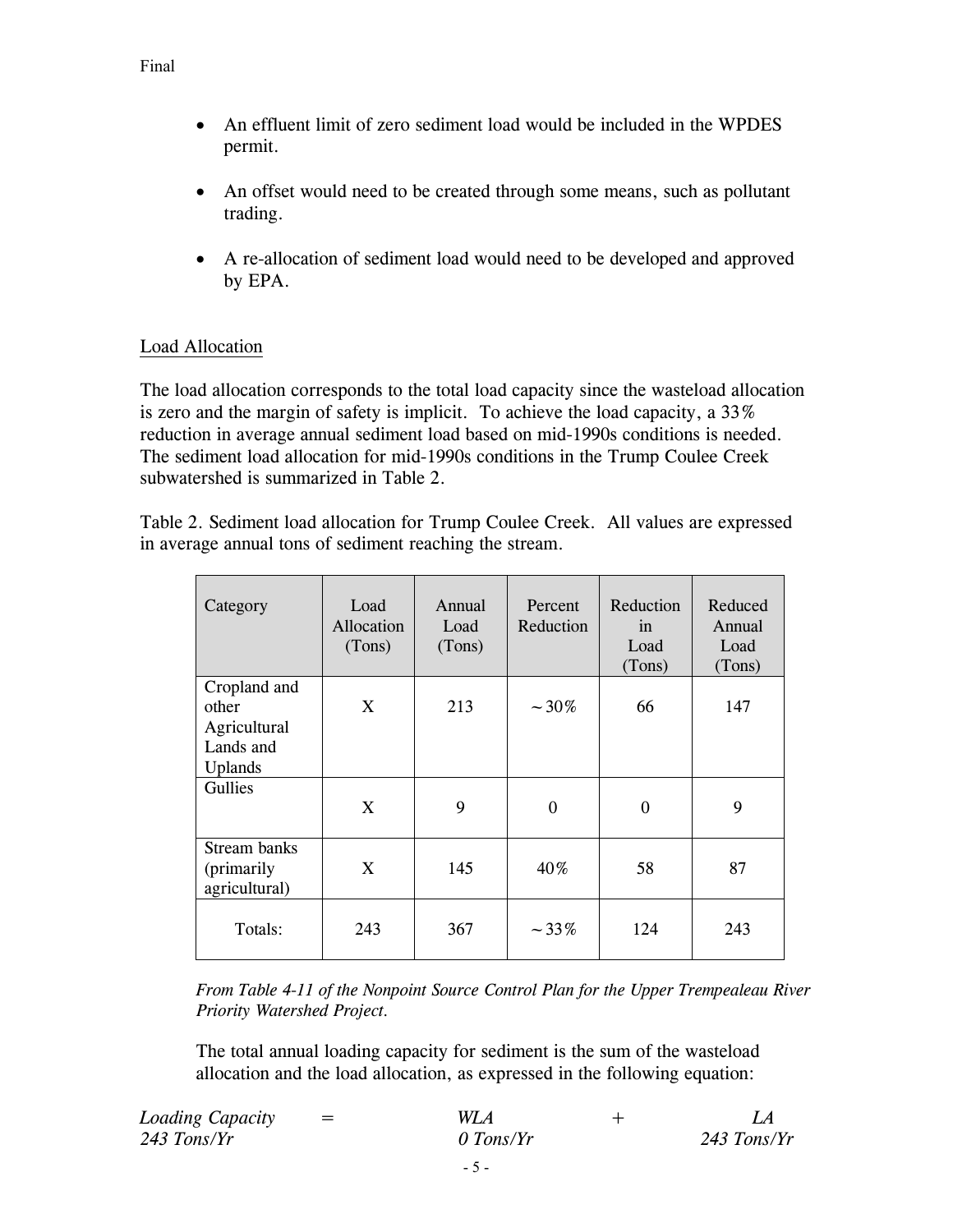- An effluent limit of zero sediment load would be included in the WPDES permit.
- An offset would need to be created through some means, such as pollutant trading.
- A re-allocation of sediment load would need to be developed and approved by EPA.

## Load Allocation

The load allocation corresponds to the total load capacity since the wasteload allocation is zero and the margin of safety is implicit. To achieve the load capacity, a 33% reduction in average annual sediment load based on mid-1990s conditions is needed. The sediment load allocation for mid-1990s conditions in the Trump Coulee Creek subwatershed is summarized in Table 2.

Table 2. Sediment load allocation for Trump Coulee Creek. All values are expressed in average annual tons of sediment reaching the stream.

| Category | Load Allocation (Tons) | Annual Load (Tons) | Percent Reduction | Reduction in Load (Tons) | Reduced Annual Load (Tons) |
|---|---|---|---|---|---|
| Cropland and other Agricultural Lands and Uplands | X | 213 | ~30% | 66 | 147 |
| Gullies | X | 9 | 0 | 0 | 9 |
| Stream banks (primarily agricultural) | X | 145 | 40% | 58 | 87 |
| Totals: | 243 | 367 | ~33% | 124 | 243 |

*From Table 4-11 of the Nonpoint Source Control Plan for the Upper Trempealeau River Priority Watershed Project.*

The total annual loading capacity for sediment is the sum of the wasteload allocation and the load allocation, as expressed in the following equation:

$$\underset{243\ Tons/Yr}{Loading\ Capacity} = \underset{0\ Tons/Yr}{WLA} + \underset{243\ Tons/Yr}{LA}$$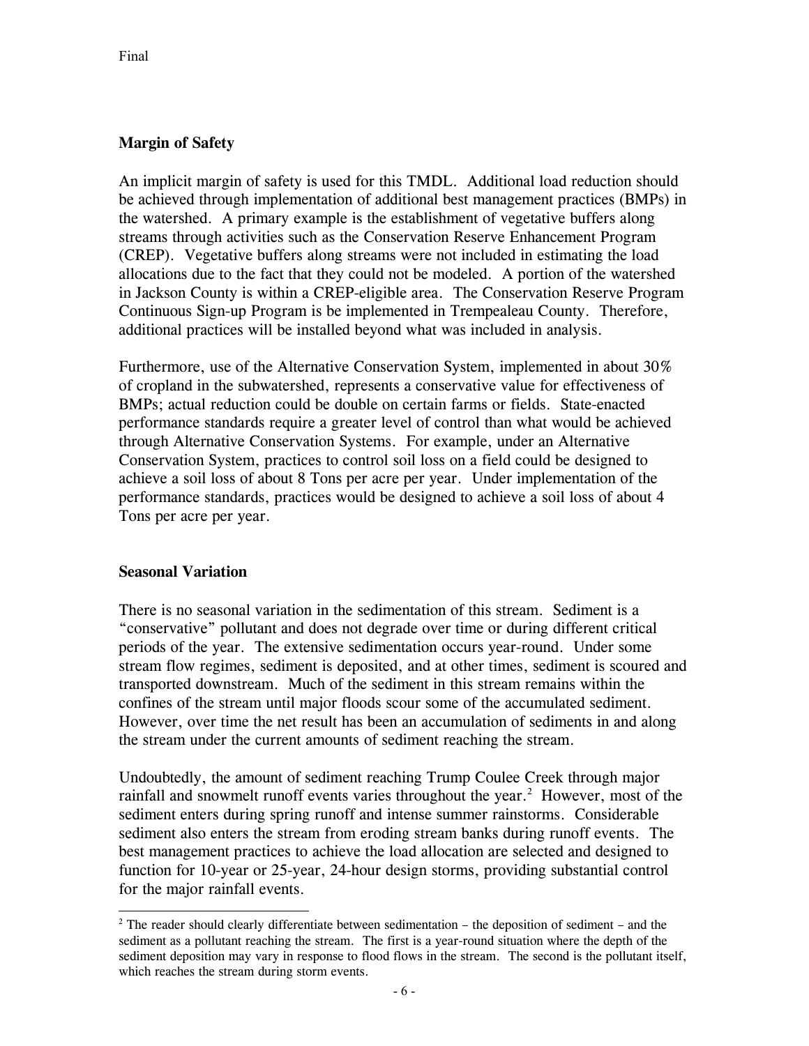**Margin of Safety**

An implicit margin of safety is used for this TMDL. Additional load reduction should be achieved through implementation of additional best management practices (BMPs) in the watershed. A primary example is the establishment of vegetative buffers along streams through activities such as the Conservation Reserve Enhancement Program (CREP). Vegetative buffers along streams were not included in estimating the load allocations due to the fact that they could not be modeled. A portion of the watershed in Jackson County is within a CREP-eligible area. The Conservation Reserve Program Continuous Sign-up Program is be implemented in Trempealeau County. Therefore, additional practices will be installed beyond what was included in analysis.

Furthermore, use of the Alternative Conservation System, implemented in about 30% of cropland in the subwatershed, represents a conservative value for effectiveness of BMPs; actual reduction could be double on certain farms or fields. State-enacted performance standards require a greater level of control than what would be achieved through Alternative Conservation Systems. For example, under an Alternative Conservation System, practices to control soil loss on a field could be designed to achieve a soil loss of about 8 Tons per acre per year. Under implementation of the performance standards, practices would be designed to achieve a soil loss of about 4 Tons per acre per year.

**Seasonal Variation**

There is no seasonal variation in the sedimentation of this stream. Sediment is a "conservative" pollutant and does not degrade over time or during different critical periods of the year. The extensive sedimentation occurs year-round. Under some stream flow regimes, sediment is deposited, and at other times, sediment is scoured and transported downstream. Much of the sediment in this stream remains within the confines of the stream until major floods scour some of the accumulated sediment. However, over time the net result has been an accumulation of sediments in and along the stream under the current amounts of sediment reaching the stream.

Undoubtedly, the amount of sediment reaching Trump Coulee Creek through major rainfall and snowmelt runoff events varies throughout the year.[2] However, most of the sediment enters during spring runoff and intense summer rainstorms. Considerable sediment also enters the stream from eroding stream banks during runoff events. The best management practices to achieve the load allocation are selected and designed to function for 10-year or 25-year, 24-hour design storms, providing substantial control for the major rainfall events.

[2] The reader should clearly differentiate between sedimentation – the deposition of sediment – and the sediment as a pollutant reaching the stream. The first is a year-round situation where the depth of the sediment deposition may vary in response to flood flows in the stream. The second is the pollutant itself, which reaches the stream during storm events.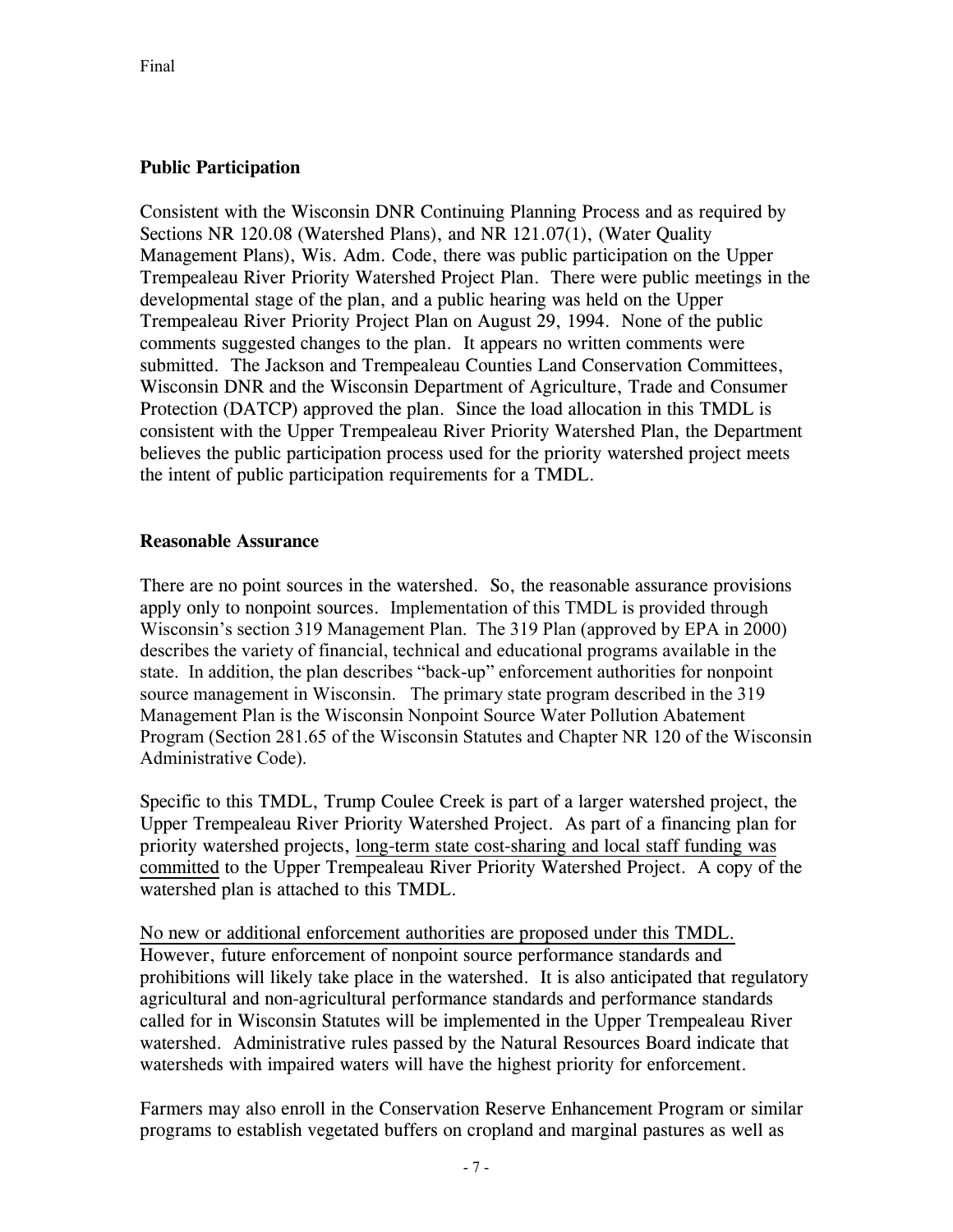## Public Participation

Consistent with the Wisconsin DNR Continuing Planning Process and as required by Sections NR 120.08 (Watershed Plans), and NR 121.07(1), (Water Quality Management Plans), Wis. Adm. Code, there was public participation on the Upper Trempealeau River Priority Watershed Project Plan. There were public meetings in the developmental stage of the plan, and a public hearing was held on the Upper Trempealeau River Priority Project Plan on August 29, 1994. None of the public comments suggested changes to the plan. It appears no written comments were submitted. The Jackson and Trempealeau Counties Land Conservation Committees, Wisconsin DNR and the Wisconsin Department of Agriculture, Trade and Consumer Protection (DATCP) approved the plan. Since the load allocation in this TMDL is consistent with the Upper Trempealeau River Priority Watershed Plan, the Department believes the public participation process used for the priority watershed project meets the intent of public participation requirements for a TMDL.

## Reasonable Assurance

There are no point sources in the watershed. So, the reasonable assurance provisions apply only to nonpoint sources. Implementation of this TMDL is provided through Wisconsin's section 319 Management Plan. The 319 Plan (approved by EPA in 2000) describes the variety of financial, technical and educational programs available in the state. In addition, the plan describes "back-up" enforcement authorities for nonpoint source management in Wisconsin. The primary state program described in the 319 Management Plan is the Wisconsin Nonpoint Source Water Pollution Abatement Program (Section 281.65 of the Wisconsin Statutes and Chapter NR 120 of the Wisconsin Administrative Code).

Specific to this TMDL, Trump Coulee Creek is part of a larger watershed project, the Upper Trempealeau River Priority Watershed Project. As part of a financing plan for priority watershed projects, long-term state cost-sharing and local staff funding was committed to the Upper Trempealeau River Priority Watershed Project. A copy of the watershed plan is attached to this TMDL.

No new or additional enforcement authorities are proposed under this TMDL. However, future enforcement of nonpoint source performance standards and prohibitions will likely take place in the watershed. It is also anticipated that regulatory agricultural and non-agricultural performance standards and performance standards called for in Wisconsin Statutes will be implemented in the Upper Trempealeau River watershed. Administrative rules passed by the Natural Resources Board indicate that watersheds with impaired waters will have the highest priority for enforcement.

Farmers may also enroll in the Conservation Reserve Enhancement Program or similar programs to establish vegetated buffers on cropland and marginal pastures as well as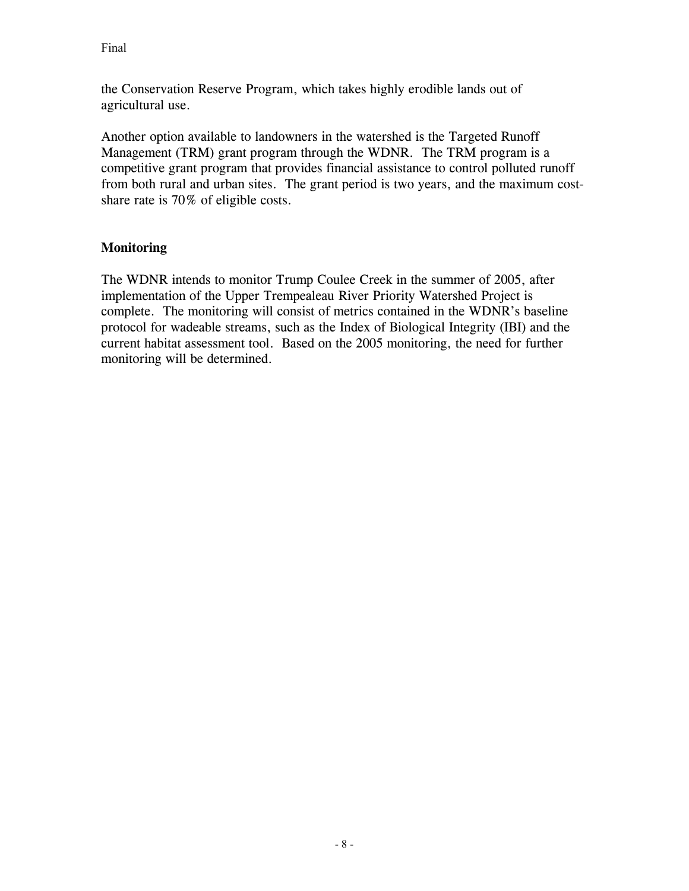the Conservation Reserve Program, which takes highly erodible lands out of agricultural use.

Another option available to landowners in the watershed is the Targeted Runoff Management (TRM) grant program through the WDNR. The TRM program is a competitive grant program that provides financial assistance to control polluted runoff from both rural and urban sites. The grant period is two years, and the maximum cost-share rate is 70% of eligible costs.

## Monitoring

The WDNR intends to monitor Trump Coulee Creek in the summer of 2005, after implementation of the Upper Trempealeau River Priority Watershed Project is complete. The monitoring will consist of metrics contained in the WDNR's baseline protocol for wadeable streams, such as the Index of Biological Integrity (IBI) and the current habitat assessment tool. Based on the 2005 monitoring, the need for further monitoring will be determined.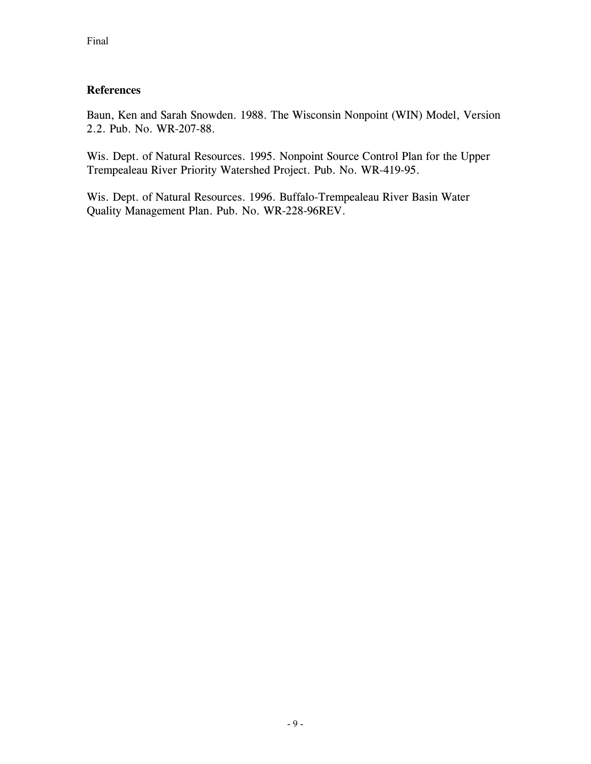## References

Baun, Ken and Sarah Snowden. 1988. The Wisconsin Nonpoint (WIN) Model, Version 2.2. Pub. No. WR-207-88.

Wis. Dept. of Natural Resources. 1995. Nonpoint Source Control Plan for the Upper Trempealeau River Priority Watershed Project. Pub. No. WR-419-95.

Wis. Dept. of Natural Resources. 1996. Buffalo-Trempealeau River Basin Water Quality Management Plan. Pub. No. WR-228-96REV.